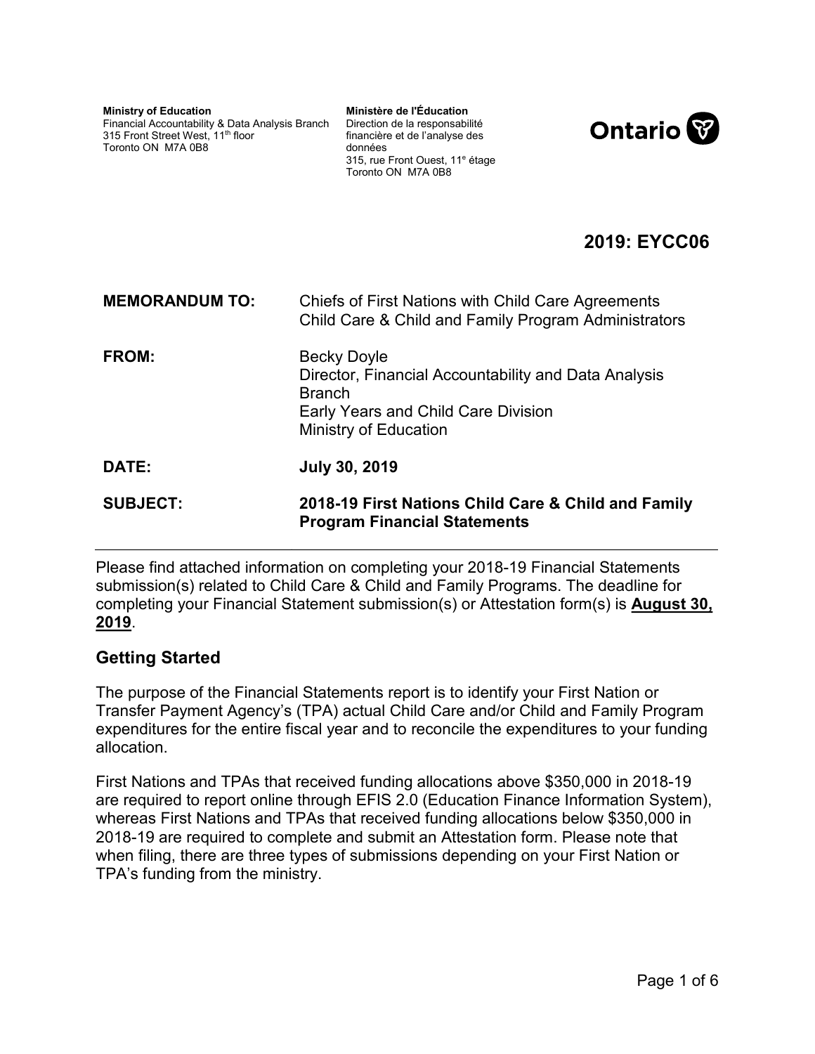**Ministry of Education**
Financial Accountability & Data Analysis Branch
315 Front Street West, 11th floor
Toronto ON M7A 0B8

**Ministère de l'Éducation**
Direction de la responsabilité financière et de l'analyse des données
315, rue Front Ouest, 11e étage
Toronto ON M7A 0B8

Ontario

## 2019: EYCC06

**MEMORANDUM TO:** Chiefs of First Nations with Child Care Agreements
Child Care & Child and Family Program Administrators

**FROM:** Becky Doyle
Director, Financial Accountability and Data Analysis Branch
Early Years and Child Care Division
Ministry of Education

**DATE:** **July 30, 2019**

**SUBJECT:** **2018-19 First Nations Child Care & Child and Family Program Financial Statements**

---

Please find attached information on completing your 2018-19 Financial Statements submission(s) related to Child Care & Child and Family Programs. The deadline for completing your Financial Statement submission(s) or Attestation form(s) is **August 30, 2019**.

### Getting Started

The purpose of the Financial Statements report is to identify your First Nation or Transfer Payment Agency's (TPA) actual Child Care and/or Child and Family Program expenditures for the entire fiscal year and to reconcile the expenditures to your funding allocation.

First Nations and TPAs that received funding allocations above $350,000 in 2018-19 are required to report online through EFIS 2.0 (Education Finance Information System), whereas First Nations and TPAs that received funding allocations below $350,000 in 2018-19 are required to complete and submit an Attestation form. Please note that when filing, there are three types of submissions depending on your First Nation or TPA's funding from the ministry.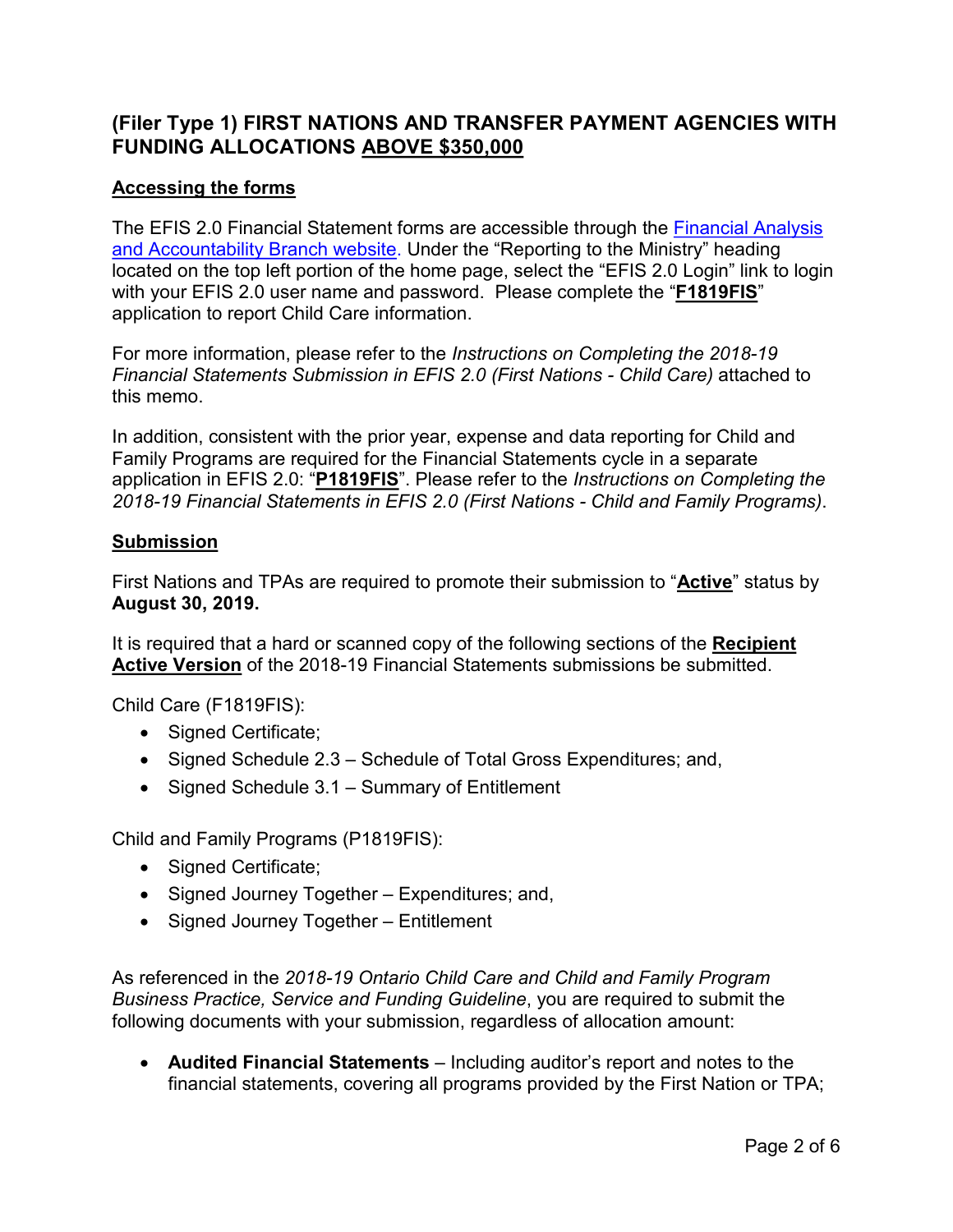## (Filer Type 1) FIRST NATIONS AND TRANSFER PAYMENT AGENCIES WITH FUNDING ALLOCATIONS ABOVE $350,000

### Accessing the forms

The EFIS 2.0 Financial Statement forms are accessible through the [Financial Analysis and Accountability Branch website](). Under the "Reporting to the Ministry" heading located on the top left portion of the home page, select the "EFIS 2.0 Login" link to login with your EFIS 2.0 user name and password. Please complete the "**F1819FIS**" application to report Child Care information.

For more information, please refer to the *Instructions on Completing the 2018-19 Financial Statements Submission in EFIS 2.0 (First Nations - Child Care)* attached to this memo.

In addition, consistent with the prior year, expense and data reporting for Child and Family Programs are required for the Financial Statements cycle in a separate application in EFIS 2.0: "**P1819FIS**". Please refer to the *Instructions on Completing the 2018-19 Financial Statements in EFIS 2.0 (First Nations - Child and Family Programs).*

### Submission

First Nations and TPAs are required to promote their submission to "**Active**" status by **August 30, 2019.**

It is required that a hard or scanned copy of the following sections of the **Recipient Active Version** of the 2018-19 Financial Statements submissions be submitted.

Child Care (F1819FIS):

- Signed Certificate;
- Signed Schedule 2.3 – Schedule of Total Gross Expenditures; and,
- Signed Schedule 3.1 – Summary of Entitlement

Child and Family Programs (P1819FIS):

- Signed Certificate;
- Signed Journey Together – Expenditures; and,
- Signed Journey Together – Entitlement

As referenced in the *2018-19 Ontario Child Care and Child and Family Program Business Practice, Service and Funding Guideline*, you are required to submit the following documents with your submission, regardless of allocation amount:

- **Audited Financial Statements** – Including auditor's report and notes to the financial statements, covering all programs provided by the First Nation or TPA;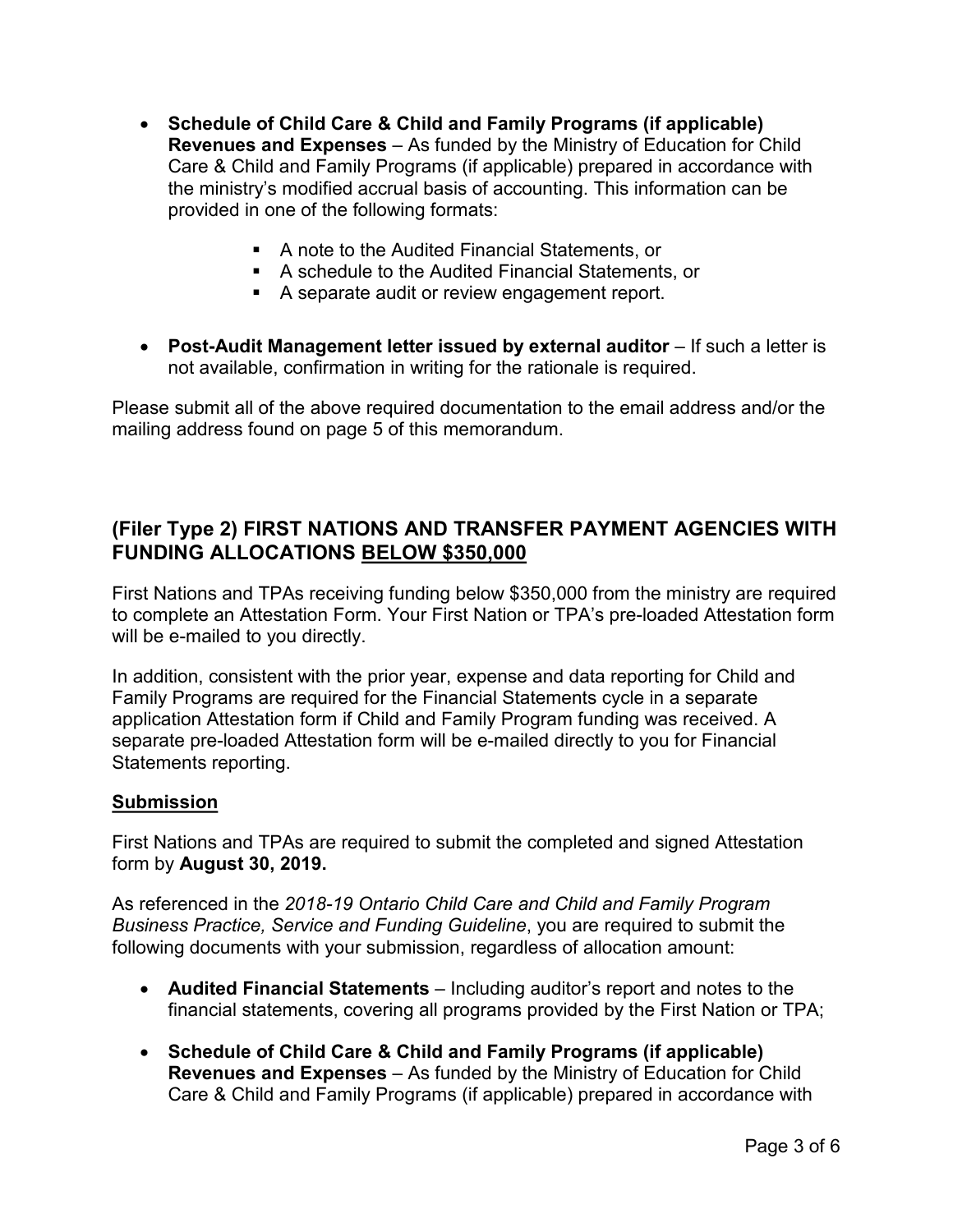- **Schedule of Child Care & Child and Family Programs (if applicable) Revenues and Expenses** – As funded by the Ministry of Education for Child Care & Child and Family Programs (if applicable) prepared in accordance with the ministry's modified accrual basis of accounting. This information can be provided in one of the following formats:
  - A note to the Audited Financial Statements, or
  - A schedule to the Audited Financial Statements, or
  - A separate audit or review engagement report.
- **Post-Audit Management letter issued by external auditor** – If such a letter is not available, confirmation in writing for the rationale is required.

Please submit all of the above required documentation to the email address and/or the mailing address found on page 5 of this memorandum.

## (Filer Type 2) FIRST NATIONS AND TRANSFER PAYMENT AGENCIES WITH FUNDING ALLOCATIONS <u>BELOW $350,000</u>

First Nations and TPAs receiving funding below $350,000 from the ministry are required to complete an Attestation Form. Your First Nation or TPA's pre-loaded Attestation form will be e-mailed to you directly.

In addition, consistent with the prior year, expense and data reporting for Child and Family Programs are required for the Financial Statements cycle in a separate application Attestation form if Child and Family Program funding was received. A separate pre-loaded Attestation form will be e-mailed directly to you for Financial Statements reporting.

### <u>Submission</u>

First Nations and TPAs are required to submit the completed and signed Attestation form by **August 30, 2019.**

As referenced in the *2018-19 Ontario Child Care and Child and Family Program Business Practice, Service and Funding Guideline*, you are required to submit the following documents with your submission, regardless of allocation amount:

- **Audited Financial Statements** – Including auditor's report and notes to the financial statements, covering all programs provided by the First Nation or TPA;
- **Schedule of Child Care & Child and Family Programs (if applicable) Revenues and Expenses** – As funded by the Ministry of Education for Child Care & Child and Family Programs (if applicable) prepared in accordance with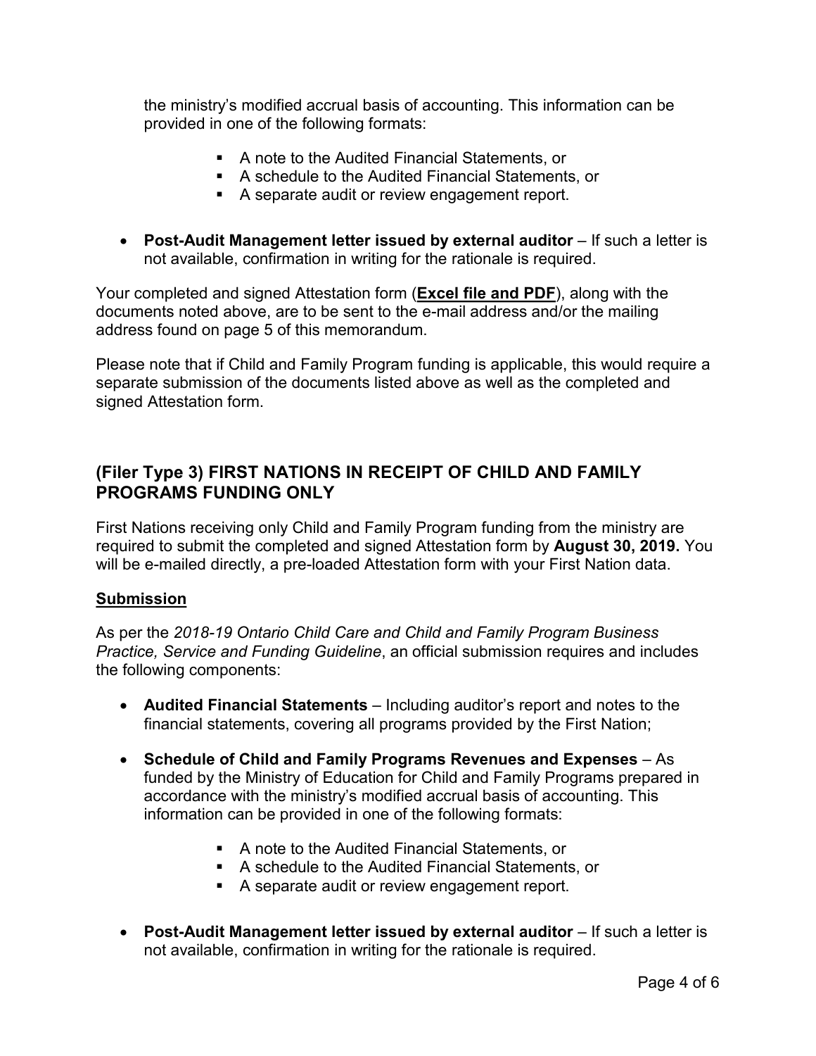the ministry's modified accrual basis of accounting. This information can be provided in one of the following formats:

- A note to the Audited Financial Statements, or
- A schedule to the Audited Financial Statements, or
- A separate audit or review engagement report.

- **Post-Audit Management letter issued by external auditor** – If such a letter is not available, confirmation in writing for the rationale is required.

Your completed and signed Attestation form (**Excel file and PDF**), along with the documents noted above, are to be sent to the e-mail address and/or the mailing address found on page 5 of this memorandum.

Please note that if Child and Family Program funding is applicable, this would require a separate submission of the documents listed above as well as the completed and signed Attestation form.

## (Filer Type 3) FIRST NATIONS IN RECEIPT OF CHILD AND FAMILY PROGRAMS FUNDING ONLY

First Nations receiving only Child and Family Program funding from the ministry are required to submit the completed and signed Attestation form by **August 30, 2019.** You will be e-mailed directly, a pre-loaded Attestation form with your First Nation data.

### Submission

As per the *2018-19 Ontario Child Care and Child and Family Program Business Practice, Service and Funding Guideline*, an official submission requires and includes the following components:

- **Audited Financial Statements** – Including auditor's report and notes to the financial statements, covering all programs provided by the First Nation;

- **Schedule of Child and Family Programs Revenues and Expenses** – As funded by the Ministry of Education for Child and Family Programs prepared in accordance with the ministry's modified accrual basis of accounting. This information can be provided in one of the following formats:
  - A note to the Audited Financial Statements, or
  - A schedule to the Audited Financial Statements, or
  - A separate audit or review engagement report.

- **Post-Audit Management letter issued by external auditor** – If such a letter is not available, confirmation in writing for the rationale is required.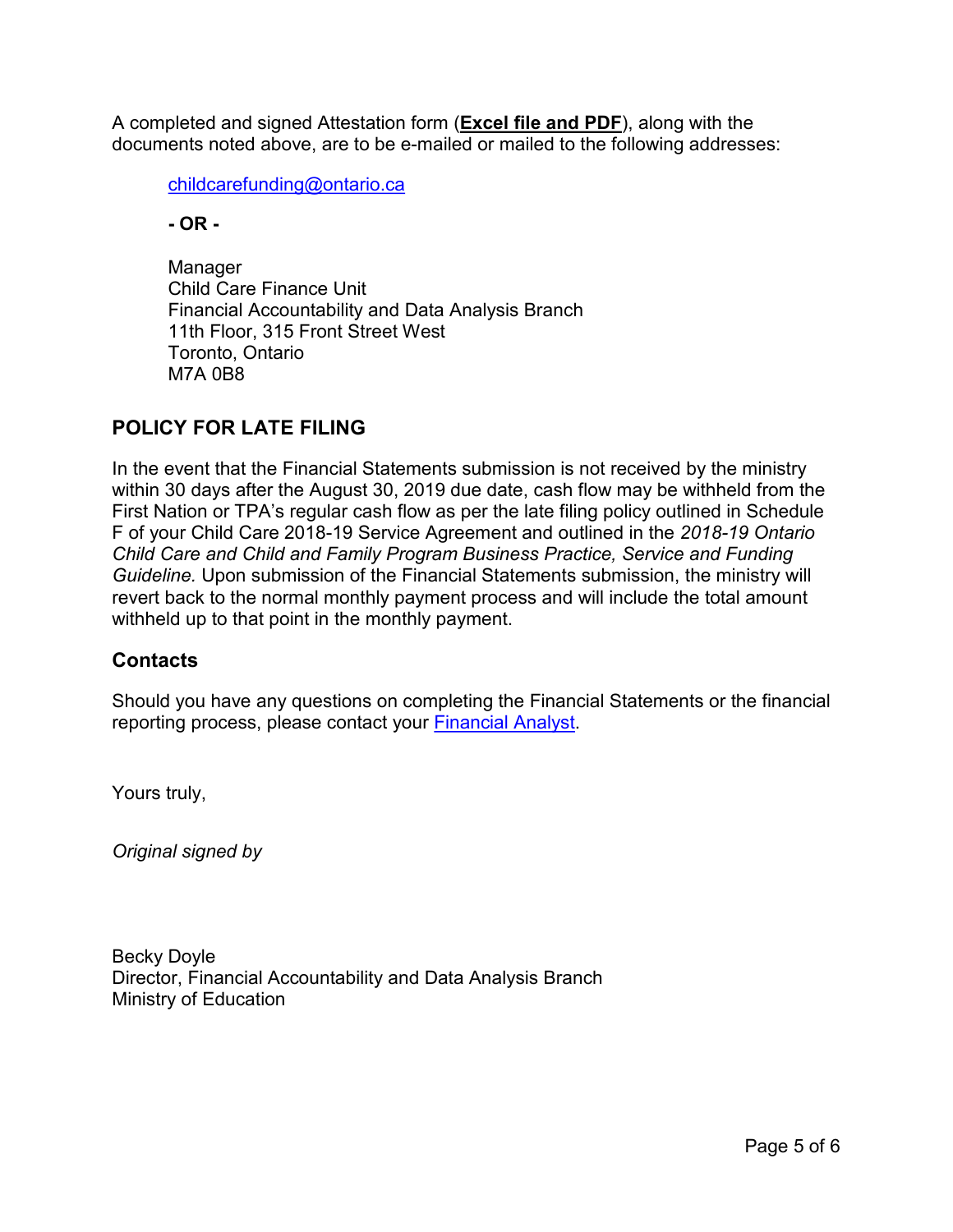A completed and signed Attestation form (**Excel file and PDF**), along with the documents noted above, are to be e-mailed or mailed to the following addresses:

> childcarefunding@ontario.ca
>
> **- OR -**
>
> Manager
> Child Care Finance Unit
> Financial Accountability and Data Analysis Branch
> 11th Floor, 315 Front Street West
> Toronto, Ontario
> M7A 0B8

## POLICY FOR LATE FILING

In the event that the Financial Statements submission is not received by the ministry within 30 days after the August 30, 2019 due date, cash flow may be withheld from the First Nation or TPA's regular cash flow as per the late filing policy outlined in Schedule F of your Child Care 2018-19 Service Agreement and outlined in the *2018-19 Ontario Child Care and Child and Family Program Business Practice, Service and Funding Guideline.* Upon submission of the Financial Statements submission, the ministry will revert back to the normal monthly payment process and will include the total amount withheld up to that point in the monthly payment.

### Contacts

Should you have any questions on completing the Financial Statements or the financial reporting process, please contact your Financial Analyst.

Yours truly,

*Original signed by*

Becky Doyle
Director, Financial Accountability and Data Analysis Branch
Ministry of Education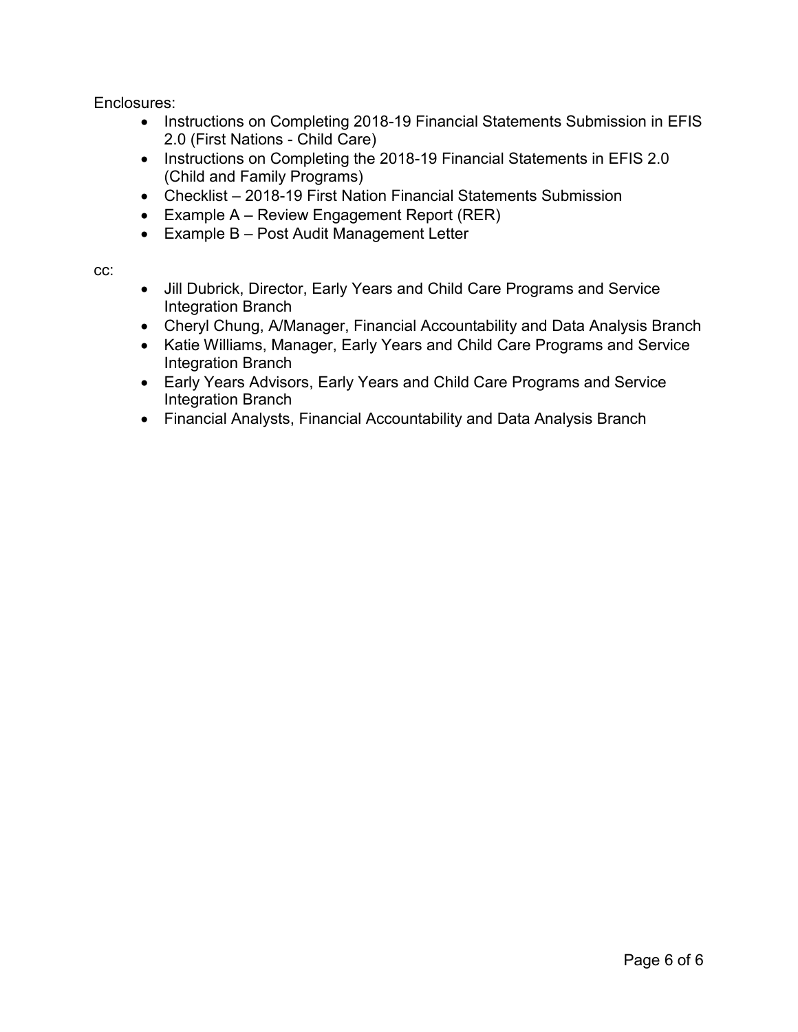Enclosures:

- Instructions on Completing 2018-19 Financial Statements Submission in EFIS 2.0 (First Nations - Child Care)
- Instructions on Completing the 2018-19 Financial Statements in EFIS 2.0 (Child and Family Programs)
- Checklist – 2018-19 First Nation Financial Statements Submission
- Example A – Review Engagement Report (RER)
- Example B – Post Audit Management Letter

cc:

- Jill Dubrick, Director, Early Years and Child Care Programs and Service Integration Branch
- Cheryl Chung, A/Manager, Financial Accountability and Data Analysis Branch
- Katie Williams, Manager, Early Years and Child Care Programs and Service Integration Branch
- Early Years Advisors, Early Years and Child Care Programs and Service Integration Branch
- Financial Analysts, Financial Accountability and Data Analysis Branch